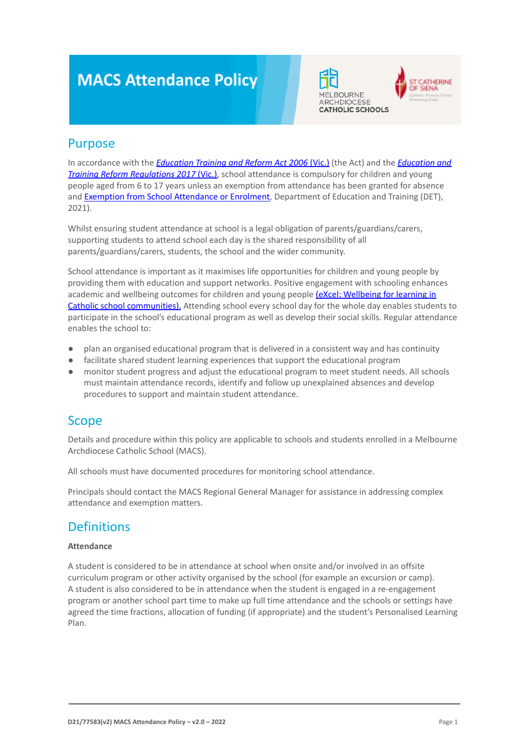# MACS Attendance Policy

## Purpose

In accordance with the *Education Training and Reform Act 2006* (Vic.) (the Act) and the *Education and Training Reform Regulations 2017* (Vic.), school attendance is compulsory for children and young people aged from 6 to 17 years unless an exemption from attendance has been granted for absence and Exemption from School Attendance or Enrolment, Department of Education and Training (DET), 2021).

Whilst ensuring student attendance at school is a legal obligation of parents/guardians/carers, supporting students to attend school each day is the shared responsibility of all parents/guardians/carers, students, the school and the wider community.

School attendance is important as it maximises life opportunities for children and young people by providing them with education and support networks. Positive engagement with schooling enhances academic and wellbeing outcomes for children and young people (eXcel: Wellbeing for learning in Catholic school communities). Attending school every school day for the whole day enables students to participate in the school's educational program as well as develop their social skills. Regular attendance enables the school to:

- plan an organised educational program that is delivered in a consistent way and has continuity
- facilitate shared student learning experiences that support the educational program
- monitor student progress and adjust the educational program to meet student needs. All schools must maintain attendance records, identify and follow up unexplained absences and develop procedures to support and maintain student attendance.

## Scope

Details and procedure within this policy are applicable to schools and students enrolled in a Melbourne Archdiocese Catholic School (MACS).

All schools must have documented procedures for monitoring school attendance.

Principals should contact the MACS Regional General Manager for assistance in addressing complex attendance and exemption matters.

## Definitions

**Attendance**

A student is considered to be in attendance at school when onsite and/or involved in an offsite curriculum program or other activity organised by the school (for example an excursion or camp). A student is also considered to be in attendance when the student is engaged in a re-engagement program or another school part time to make up full time attendance and the schools or settings have agreed the time fractions, allocation of funding (if appropriate) and the student's Personalised Learning Plan.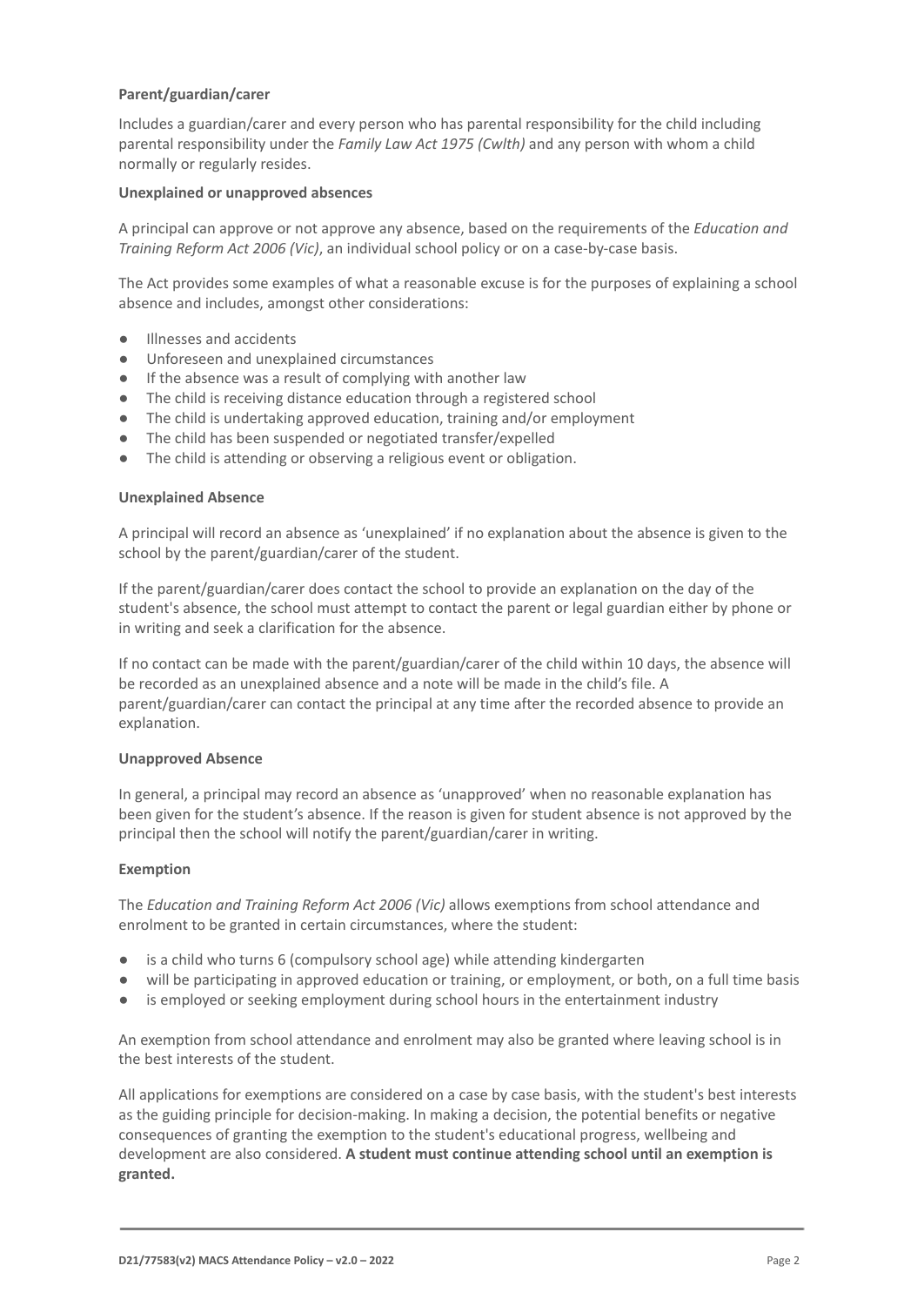**Parent/guardian/carer**

Includes a guardian/carer and every person who has parental responsibility for the child including parental responsibility under the *Family Law Act 1975 (Cwlth)* and any person with whom a child normally or regularly resides.

**Unexplained or unapproved absences**

A principal can approve or not approve any absence, based on the requirements of the *Education and Training Reform Act 2006 (Vic)*, an individual school policy or on a case-by-case basis.

The Act provides some examples of what a reasonable excuse is for the purposes of explaining a school absence and includes, amongst other considerations:

- Illnesses and accidents
- Unforeseen and unexplained circumstances
- If the absence was a result of complying with another law
- The child is receiving distance education through a registered school
- The child is undertaking approved education, training and/or employment
- The child has been suspended or negotiated transfer/expelled
- The child is attending or observing a religious event or obligation.

**Unexplained Absence**

A principal will record an absence as 'unexplained' if no explanation about the absence is given to the school by the parent/guardian/carer of the student.

If the parent/guardian/carer does contact the school to provide an explanation on the day of the student's absence, the school must attempt to contact the parent or legal guardian either by phone or in writing and seek a clarification for the absence.

If no contact can be made with the parent/guardian/carer of the child within 10 days, the absence will be recorded as an unexplained absence and a note will be made in the child's file. A parent/guardian/carer can contact the principal at any time after the recorded absence to provide an explanation.

**Unapproved Absence**

In general, a principal may record an absence as 'unapproved' when no reasonable explanation has been given for the student's absence. If the reason is given for student absence is not approved by the principal then the school will notify the parent/guardian/carer in writing.

**Exemption**

The *Education and Training Reform Act 2006 (Vic)* allows exemptions from school attendance and enrolment to be granted in certain circumstances, where the student:

- is a child who turns 6 (compulsory school age) while attending kindergarten
- will be participating in approved education or training, or employment, or both, on a full time basis
- is employed or seeking employment during school hours in the entertainment industry

An exemption from school attendance and enrolment may also be granted where leaving school is in the best interests of the student.

All applications for exemptions are considered on a case by case basis, with the student's best interests as the guiding principle for decision-making. In making a decision, the potential benefits or negative consequences of granting the exemption to the student's educational progress, wellbeing and development are also considered. **A student must continue attending school until an exemption is granted.**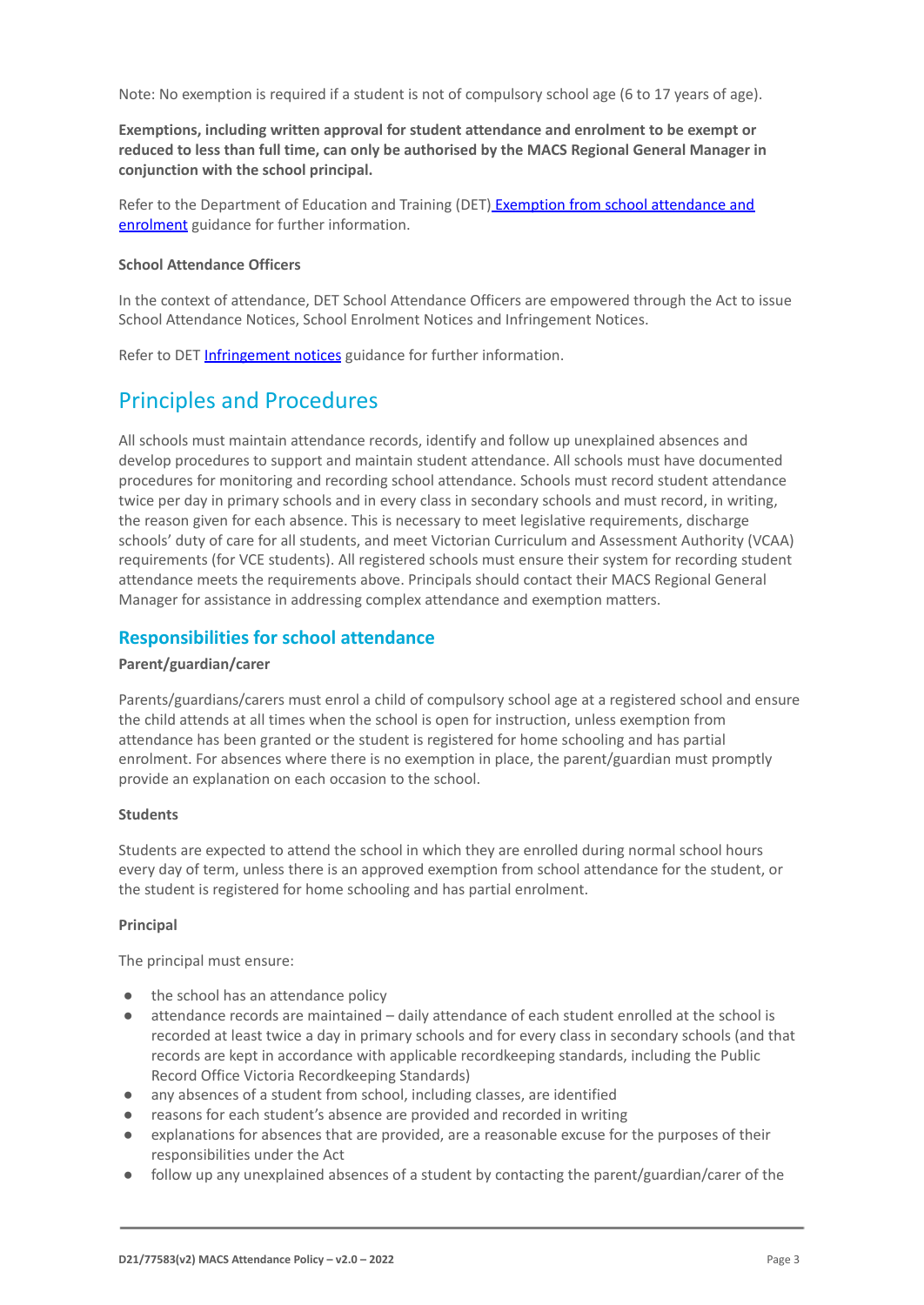Note: No exemption is required if a student is not of compulsory school age (6 to 17 years of age).

**Exemptions, including written approval for student attendance and enrolment to be exempt or reduced to less than full time, can only be authorised by the MACS Regional General Manager in conjunction with the school principal.**

Refer to the Department of Education and Training (DET) [Exemption from school attendance and enrolment](#) guidance for further information.

#### School Attendance Officers

In the context of attendance, DET School Attendance Officers are empowered through the Act to issue School Attendance Notices, School Enrolment Notices and Infringement Notices.

Refer to DET [Infringement notices](#) guidance for further information.

## Principles and Procedures

All schools must maintain attendance records, identify and follow up unexplained absences and develop procedures to support and maintain student attendance. All schools must have documented procedures for monitoring and recording school attendance. Schools must record student attendance twice per day in primary schools and in every class in secondary schools and must record, in writing, the reason given for each absence. This is necessary to meet legislative requirements, discharge schools' duty of care for all students, and meet Victorian Curriculum and Assessment Authority (VCAA) requirements (for VCE students). All registered schools must ensure their system for recording student attendance meets the requirements above. Principals should contact their MACS Regional General Manager for assistance in addressing complex attendance and exemption matters.

### Responsibilities for school attendance

#### Parent/guardian/carer

Parents/guardians/carers must enrol a child of compulsory school age at a registered school and ensure the child attends at all times when the school is open for instruction, unless exemption from attendance has been granted or the student is registered for home schooling and has partial enrolment. For absences where there is no exemption in place, the parent/guardian must promptly provide an explanation on each occasion to the school.

#### Students

Students are expected to attend the school in which they are enrolled during normal school hours every day of term, unless there is an approved exemption from school attendance for the student, or the student is registered for home schooling and has partial enrolment.

#### Principal

The principal must ensure:

- the school has an attendance policy
- attendance records are maintained – daily attendance of each student enrolled at the school is recorded at least twice a day in primary schools and for every class in secondary schools (and that records are kept in accordance with applicable recordkeeping standards, including the Public Record Office Victoria Recordkeeping Standards)
- any absences of a student from school, including classes, are identified
- reasons for each student's absence are provided and recorded in writing
- explanations for absences that are provided, are a reasonable excuse for the purposes of their responsibilities under the Act
- follow up any unexplained absences of a student by contacting the parent/guardian/carer of the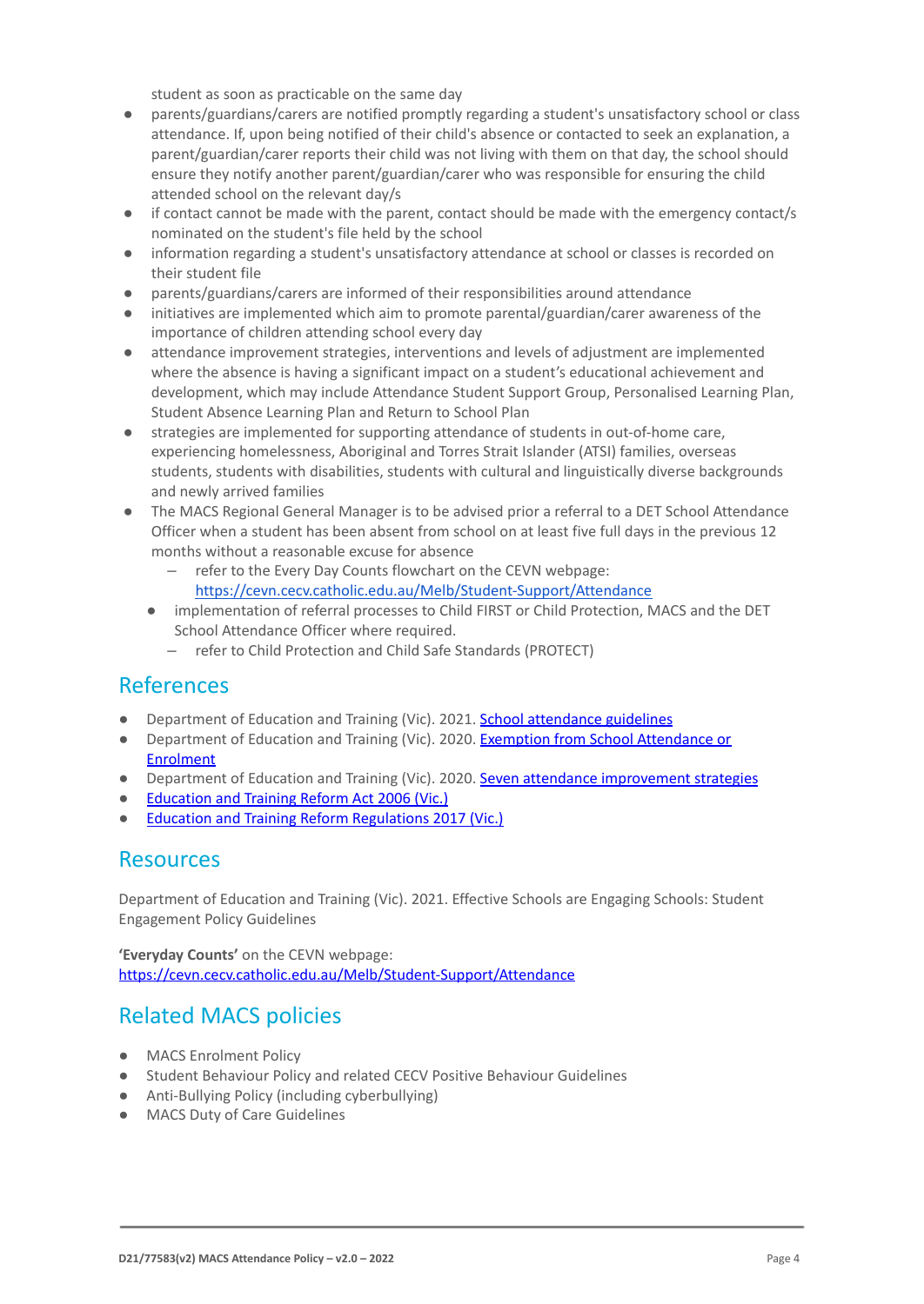student as soon as practicable on the same day

- parents/guardians/carers are notified promptly regarding a student's unsatisfactory school or class attendance. If, upon being notified of their child's absence or contacted to seek an explanation, a parent/guardian/carer reports their child was not living with them on that day, the school should ensure they notify another parent/guardian/carer who was responsible for ensuring the child attended school on the relevant day/s
- if contact cannot be made with the parent, contact should be made with the emergency contact/s nominated on the student's file held by the school
- information regarding a student's unsatisfactory attendance at school or classes is recorded on their student file
- parents/guardians/carers are informed of their responsibilities around attendance
- initiatives are implemented which aim to promote parental/guardian/carer awareness of the importance of children attending school every day
- attendance improvement strategies, interventions and levels of adjustment are implemented where the absence is having a significant impact on a student's educational achievement and development, which may include Attendance Student Support Group, Personalised Learning Plan, Student Absence Learning Plan and Return to School Plan
- strategies are implemented for supporting attendance of students in out-of-home care, experiencing homelessness, Aboriginal and Torres Strait Islander (ATSI) families, overseas students, students with disabilities, students with cultural and linguistically diverse backgrounds and newly arrived families
- The MACS Regional General Manager is to be advised prior a referral to a DET School Attendance Officer when a student has been absent from school on at least five full days in the previous 12 months without a reasonable excuse for absence
  - refer to the Every Day Counts flowchart on the CEVN webpage: https://cevn.cecv.catholic.edu.au/Melb/Student-Support/Attendance
  - implementation of referral processes to Child FIRST or Child Protection, MACS and the DET School Attendance Officer where required.
    - refer to Child Protection and Child Safe Standards (PROTECT)

## References

- Department of Education and Training (Vic). 2021. School attendance guidelines
- Department of Education and Training (Vic). 2020. Exemption from School Attendance or Enrolment
- Department of Education and Training (Vic). 2020. Seven attendance improvement strategies
- Education and Training Reform Act 2006 (Vic.)
- Education and Training Reform Regulations 2017 (Vic.)

## Resources

Department of Education and Training (Vic). 2021. Effective Schools are Engaging Schools: Student Engagement Policy Guidelines

**'Everyday Counts'** on the CEVN webpage:
https://cevn.cecv.catholic.edu.au/Melb/Student-Support/Attendance

## Related MACS policies

- MACS Enrolment Policy
- Student Behaviour Policy and related CECV Positive Behaviour Guidelines
- Anti-Bullying Policy (including cyberbullying)
- MACS Duty of Care Guidelines